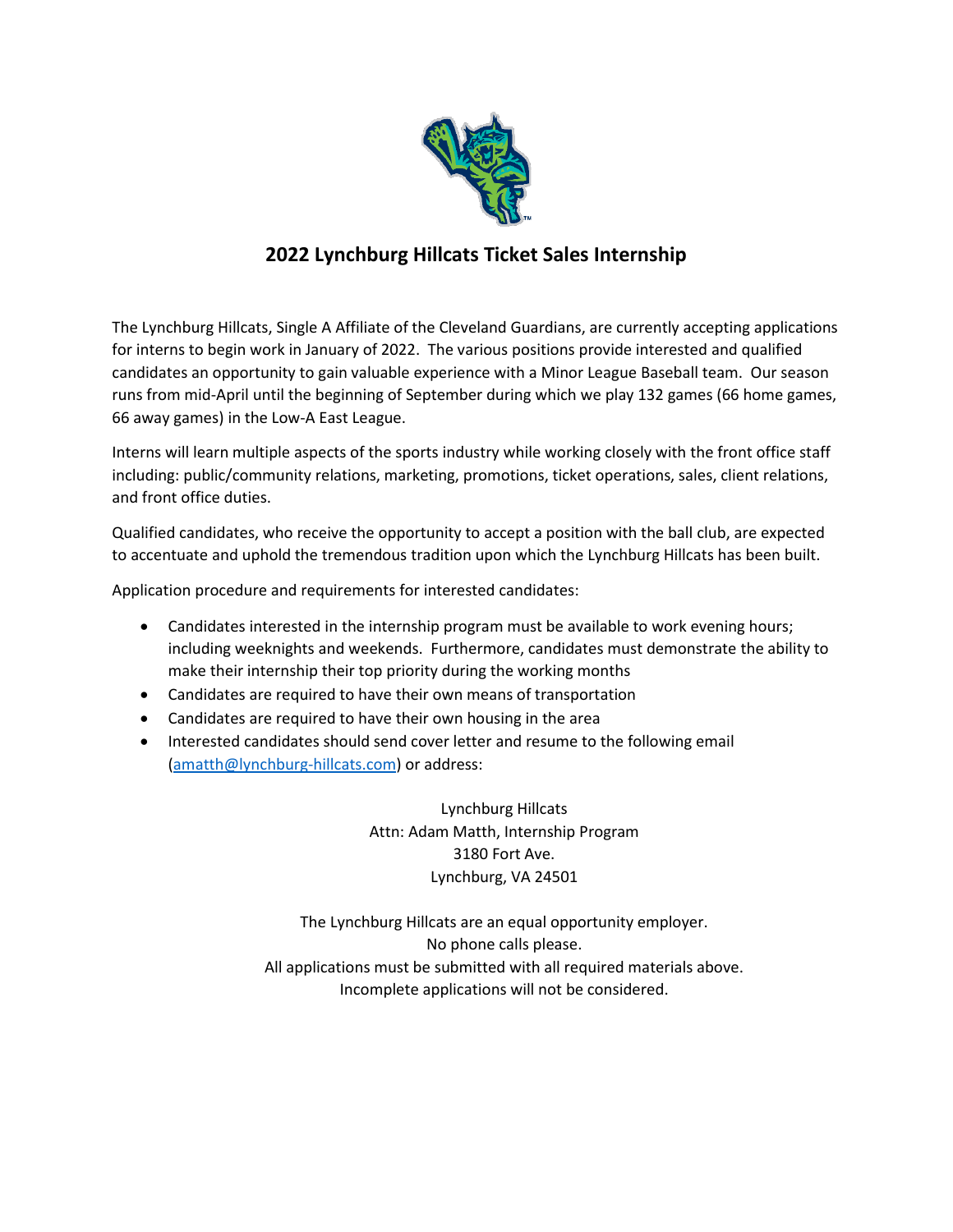# 2022 Lynchburg Hillcats Ticket Sales Internship

The Lynchburg Hillcats, Single A Affiliate of the Cleveland Guardians, are currently accepting applications for interns to begin work in January of 2022. The various positions provide interested and qualified candidates an opportunity to gain valuable experience with a Minor League Baseball team. Our season runs from mid-April until the beginning of September during which we play 132 games (66 home games, 66 away games) in the Low-A East League.

Interns will learn multiple aspects of the sports industry while working closely with the front office staff including: public/community relations, marketing, promotions, ticket operations, sales, client relations, and front office duties.

Qualified candidates, who receive the opportunity to accept a position with the ball club, are expected to accentuate and uphold the tremendous tradition upon which the Lynchburg Hillcats has been built.

Application procedure and requirements for interested candidates:

- Candidates interested in the internship program must be available to work evening hours; including weeknights and weekends. Furthermore, candidates must demonstrate the ability to make their internship their top priority during the working months
- Candidates are required to have their own means of transportation
- Candidates are required to have their own housing in the area
- Interested candidates should send cover letter and resume to the following email (amatth@lynchburg-hillcats.com) or address:

Lynchburg Hillcats
Attn: Adam Matth, Internship Program
3180 Fort Ave.
Lynchburg, VA 24501

The Lynchburg Hillcats are an equal opportunity employer.
No phone calls please.
All applications must be submitted with all required materials above.
Incomplete applications will not be considered.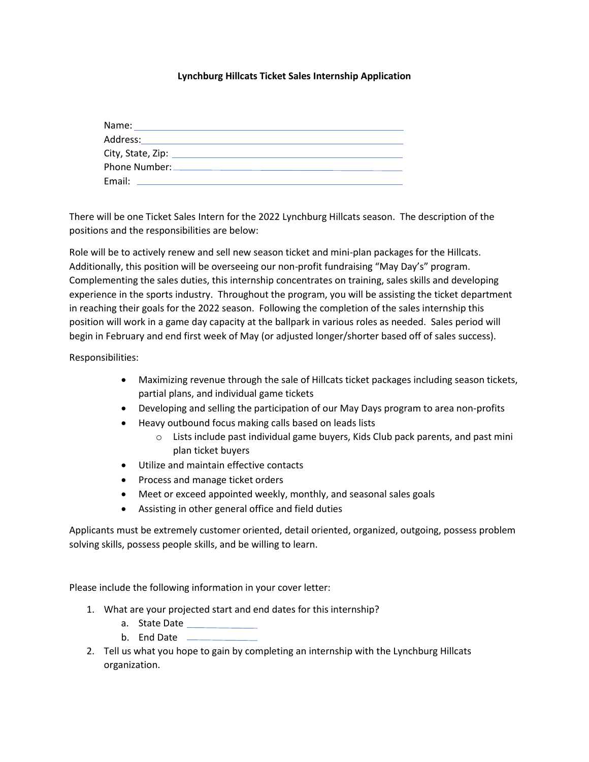**Lynchburg Hillcats Ticket Sales Internship Application**

Name: ______________________________________________

Address: ____________________________________________

City, State, Zip: ______________________________________

Phone Number: ________________________________________

Email: ______________________________________________

There will be one Ticket Sales Intern for the 2022 Lynchburg Hillcats season. The description of the positions and the responsibilities are below:

Role will be to actively renew and sell new season ticket and mini-plan packages for the Hillcats. Additionally, this position will be overseeing our non-profit fundraising "May Day's" program. Complementing the sales duties, this internship concentrates on training, sales skills and developing experience in the sports industry. Throughout the program, you will be assisting the ticket department in reaching their goals for the 2022 season. Following the completion of the sales internship this position will work in a game day capacity at the ballpark in various roles as needed. Sales period will begin in February and end first week of May (or adjusted longer/shorter based off of sales success).

Responsibilities:

- Maximizing revenue through the sale of Hillcats ticket packages including season tickets, partial plans, and individual game tickets
- Developing and selling the participation of our May Days program to area non-profits
- Heavy outbound focus making calls based on leads lists
  - Lists include past individual game buyers, Kids Club pack parents, and past mini plan ticket buyers
- Utilize and maintain effective contacts
- Process and manage ticket orders
- Meet or exceed appointed weekly, monthly, and seasonal sales goals
- Assisting in other general office and field duties

Applicants must be extremely customer oriented, detail oriented, organized, outgoing, possess problem solving skills, possess people skills, and be willing to learn.

Please include the following information in your cover letter:

1. What are your projected start and end dates for this internship?
   a. State Date ____________
   b. End Date ____________
2. Tell us what you hope to gain by completing an internship with the Lynchburg Hillcats organization.